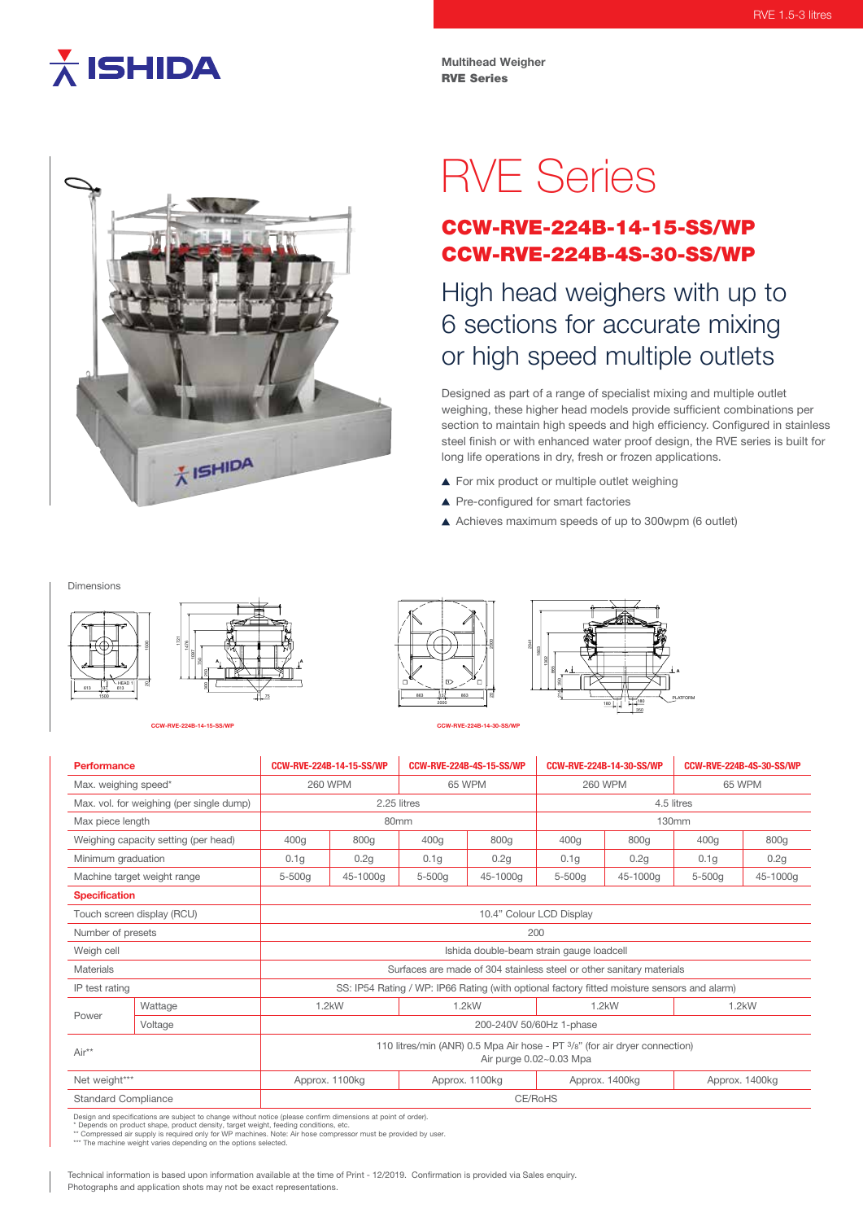RVE 1.5-3 litres

**Multihead Weigher**
**RVE Series**

# RVE Series

## CCW-RVE-224B-14-15-SS/WP
## CCW-RVE-224B-4S-30-SS/WP

### High head weighers with up to 6 sections for accurate mixing or high speed multiple outlets

Designed as part of a range of specialist mixing and multiple outlet weighing, these higher head models provide sufficient combinations per section to maintain high speeds and high efficiency. Configured in stainless steel finish or with enhanced water proof design, the RVE series is built for long life operations in dry, fresh or frozen applications.

- ▲ For mix product or multiple outlet weighing
- ▲ Pre-configured for smart factories
- ▲ Achieves maximum speeds of up to 300wpm (6 outlet)

Dimensions

CCW-RVE-224B-14-15-SS/WP

CCW-RVE-224B-14-30-SS/WP

| Performance | | CCW-RVE-224B-14-15-SS/WP | | CCW-RVE-224B-4S-15-SS/WP | | CCW-RVE-224B-14-30-SS/WP | | CCW-RVE-224B-4S-30-SS/WP | |
|---|---|---|---|---|---|---|---|---|---|
| Max. weighing speed* | | 260 WPM | | 65 WPM | | 260 WPM | | 65 WPM | |
| Max. vol. for weighing (per single dump) | | 2.25 litres | | | | 4.5 litres | | | |
| Max piece length | | 80mm | | | | 130mm | | | |
| Weighing capacity setting (per head) | | 400g | 800g | 400g | 800g | 400g | 800g | 400g | 800g |
| Minimum graduation | | 0.1g | 0.2g | 0.1g | 0.2g | 0.1g | 0.2g | 0.1g | 0.2g |
| Machine target weight range | | 5-500g | 45-1000g | 5-500g | 45-1000g | 5-500g | 45-1000g | 5-500g | 45-1000g |
| **Specification** | | | | | | | | | |
| Touch screen display (RCU) | | 10.4" Colour LCD Display | | | | | | | |
| Number of presets | | 200 | | | | | | | |
| Weigh cell | | Ishida double-beam strain gauge loadcell | | | | | | | |
| Materials | | Surfaces are made of 304 stainless steel or other sanitary materials | | | | | | | |
| IP test rating | | SS: IP54 Rating / WP: IP66 Rating (with optional factory fitted moisture sensors and alarm) | | | | | | | |
| Power | Wattage | 1.2kW | | 1.2kW | | 1.2kW | | 1.2kW | |
| | Voltage | 200-240V 50/60Hz 1-phase | | | | | | | |
| Air** | | 110 litres/min (ANR) 0.5 Mpa Air hose - PT 3/8" (for air dryer connection) Air purge 0.02~0.03 Mpa | | | | | | | |
| Net weight*** | | Approx. 1100kg | | Approx. 1100kg | | Approx. 1400kg | | Approx. 1400kg | |
| Standard Compliance | | CE/RoHS | | | | | | | |

Design and specifications are subject to change without notice (please confirm dimensions at point of order).
* Depends on product shape, product density, target weight, feeding conditions, etc.
** Compressed air supply is required only for WP machines. Note: Air hose compressor must be provided by user.
*** The machine weight varies depending on the options selected.

Technical information is based upon information available at the time of Print - 12/2019. Confirmation is provided via Sales enquiry.
Photographs and application shots may not be exact representations.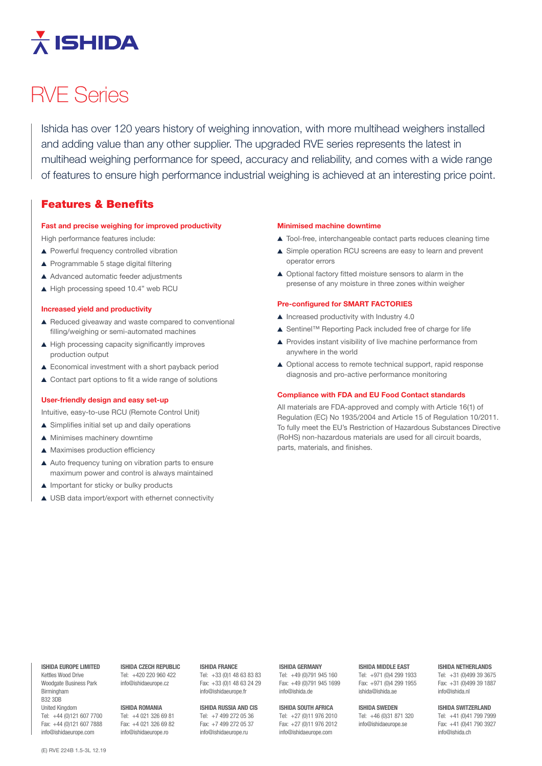ISHIDA

# RVE Series

Ishida has over 120 years history of weighing innovation, with more multihead weighers installed and adding value than any other supplier. The upgraded RVE series represents the latest in multihead weighing performance for speed, accuracy and reliability, and comes with a wide range of features to ensure high performance industrial weighing is achieved at an interesting price point.

## Features & Benefits

### Fast and precise weighing for improved productivity

High performance features include:

- Powerful frequency controlled vibration
- Programmable 5 stage digital filtering
- Advanced automatic feeder adjustments
- High processing speed 10.4" web RCU

### Increased yield and productivity

- Reduced giveaway and waste compared to conventional filling/weighing or semi-automated machines
- High processing capacity significantly improves production output
- Economical investment with a short payback period
- Contact part options to fit a wide range of solutions

### User-friendly design and easy set-up

Intuitive, easy-to-use RCU (Remote Control Unit)

- Simplifies initial set up and daily operations
- Minimises machinery downtime
- Maximises production efficiency
- Auto frequency tuning on vibration parts to ensure maximum power and control is always maintained
- Important for sticky or bulky products
- USB data import/export with ethernet connectivity

### Minimised machine downtime

- Tool-free, interchangeable contact parts reduces cleaning time
- Simple operation RCU screens are easy to learn and prevent operator errors
- Optional factory fitted moisture sensors to alarm in the presense of any moisture in three zones within weigher

### Pre-configured for SMART FACTORIES

- Increased productivity with Industry 4.0
- Sentinel™ Reporting Pack included free of charge for life
- Provides instant visibility of live machine performance from anywhere in the world
- Optional access to remote technical support, rapid response diagnosis and pro-active performance monitoring

### Compliance with FDA and EU Food Contact standards

All materials are FDA-approved and comply with Article 16(1) of Regulation (EC) No 1935/2004 and Article 15 of Regulation 10/2011. To fully meet the EU's Restriction of Hazardous Substances Directive (RoHS) non-hazardous materials are used for all circuit boards, parts, materials, and finishes.

**ISHIDA EUROPE LIMITED**
Kettles Wood Drive
Woodgate Business Park
Birmingham
B32 3DB
United Kingdom
Tel: +44 (0)121 607 7700
Fax: +44 (0)121 607 7888
info@ishidaeurope.com

**ISHIDA CZECH REPUBLIC**
Tel: +420 220 960 422
info@ishidaeurope.cz

**ISHIDA ROMANIA**
Tel: +4 021 326 69 81
Fax: +4 021 326 69 82
info@ishidaeurope.ro

**ISHIDA FRANCE**
Tel: +33 (0)1 48 63 83 83
Fax: +33 (0)1 48 63 24 29
info@ishidaeurope.fr

**ISHIDA RUSSIA AND CIS**
Tel: +7 499 272 05 36
Fax: +7 499 272 05 37
info@ishidaeurope.ru

**ISHIDA GERMANY**
Tel: +49 (0)791 945 160
Fax: +49 (0)791 945 1699
info@ishida.de

**ISHIDA SOUTH AFRICA**
Tel: +27 (0)11 976 2010
Fax: +27 (0)11 976 2012
info@ishidaeurope.com

**ISHIDA MIDDLE EAST**
Tel: +971 (0)4 299 1933
Fax: +971 (0)4 299 1955
ishida@ishida.ae

**ISHIDA SWEDEN**
Tel: +46 (0)31 871 320
info@ishidaeurope.se

**ISHIDA NETHERLANDS**
Tel: +31 (0)499 39 3675
Fax: +31 (0)499 39 1887
info@ishida.nl

**ISHIDA SWITZERLAND**
Tel: +41 (0)41 799 7999
Fax: +41 (0)41 790 3927
info@ishida.ch

(E) RVE 224B 1.5-3L 12.19